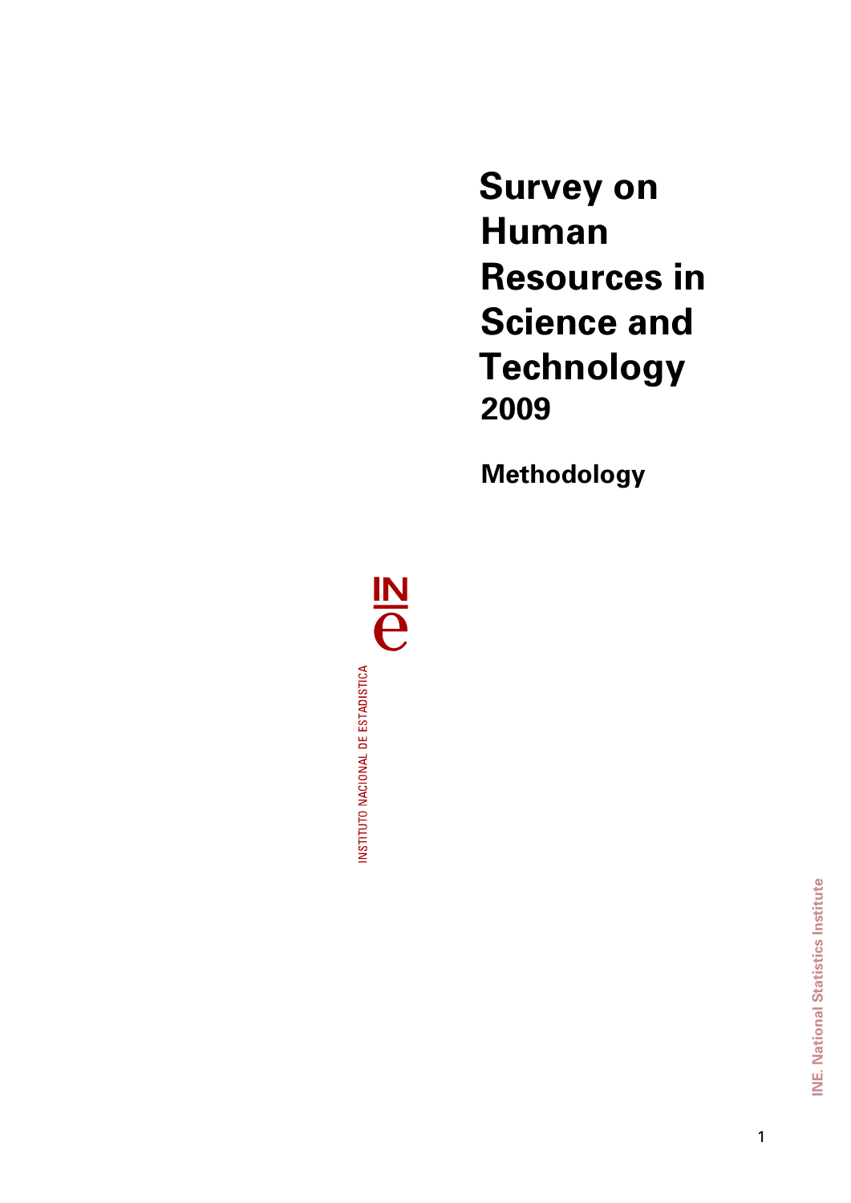# Survey on Human Resources in Science and Technology 2009

## Methodology

INSTITUTO NACIONAL DE ESTADISTICA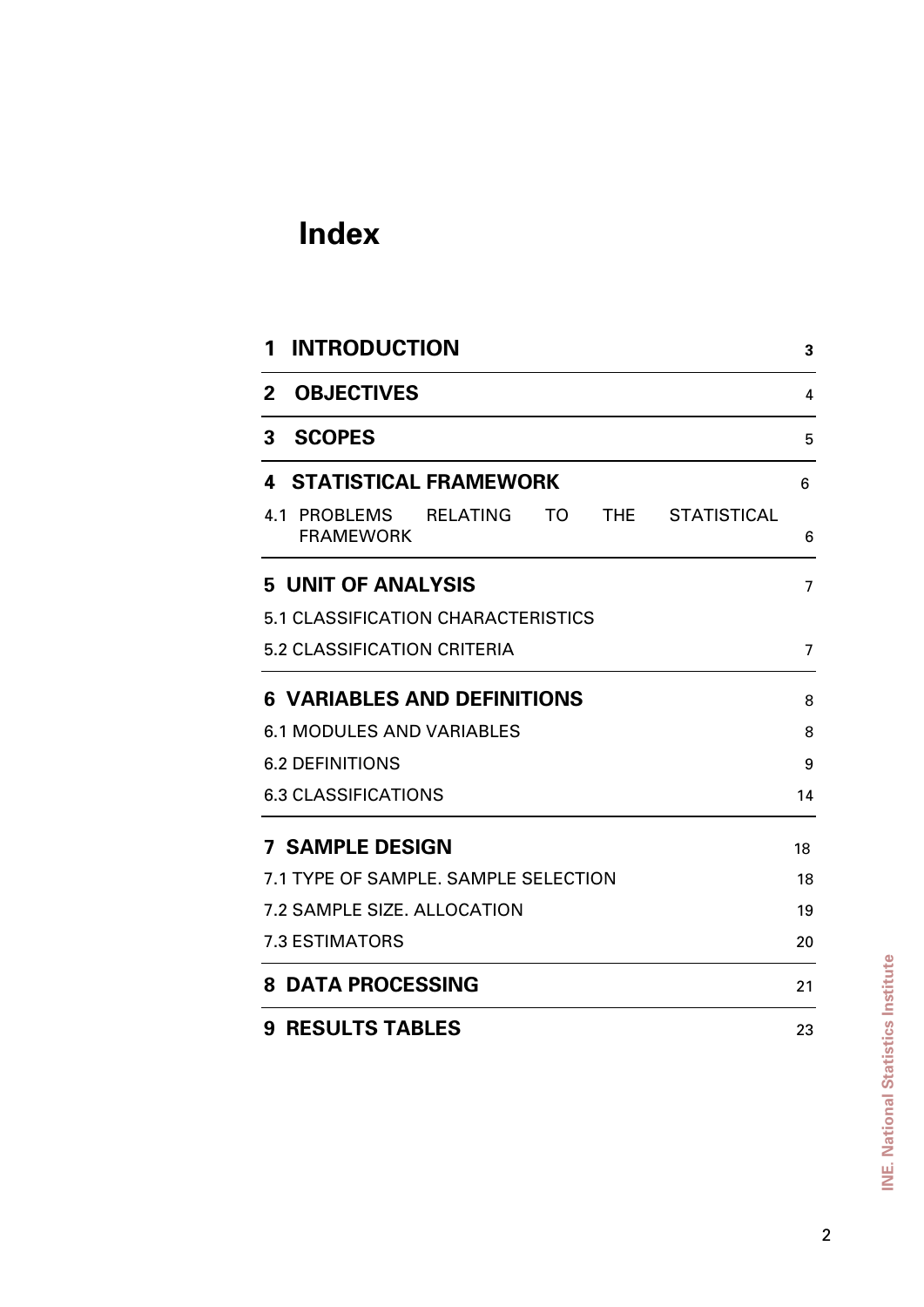# Index

| | |
|---|---|
| **1 INTRODUCTION** | 3 |
| **2 OBJECTIVES** | 4 |
| **3 SCOPES** | 5 |
| **4 STATISTICAL FRAMEWORK** | 6 |
| 4.1 PROBLEMS RELATING TO THE STATISTICAL FRAMEWORK | 6 |
| **5 UNIT OF ANALYSIS** | 7 |
| 5.1 CLASSIFICATION CHARACTERISTICS | |
| 5.2 CLASSIFICATION CRITERIA | 7 |
| **6 VARIABLES AND DEFINITIONS** | 8 |
| 6.1 MODULES AND VARIABLES | 8 |
| 6.2 DEFINITIONS | 9 |
| 6.3 CLASSIFICATIONS | 14 |
| **7 SAMPLE DESIGN** | 18 |
| 7.1 TYPE OF SAMPLE. SAMPLE SELECTION | 18 |
| 7.2 SAMPLE SIZE. ALLOCATION | 19 |
| 7.3 ESTIMATORS | 20 |
| **8 DATA PROCESSING** | 21 |
| **9 RESULTS TABLES** | 23 |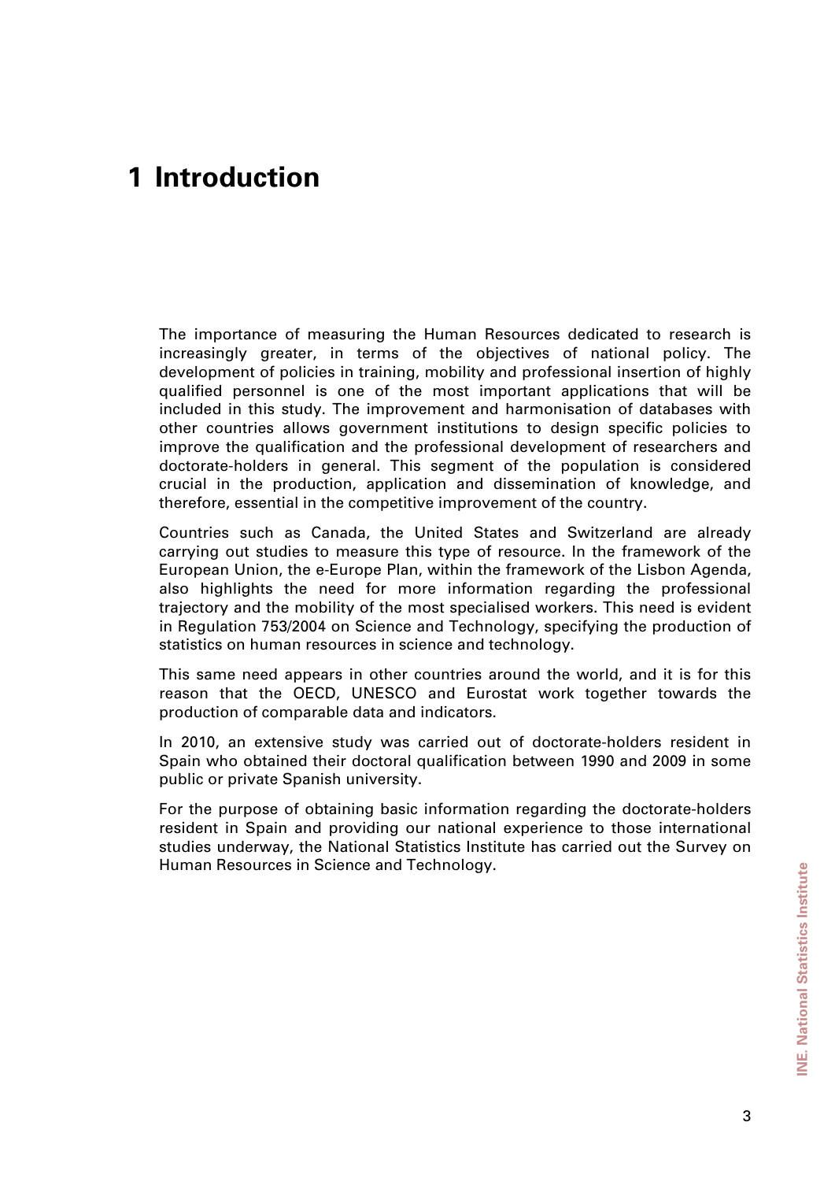# 1 Introduction

The importance of measuring the Human Resources dedicated to research is increasingly greater, in terms of the objectives of national policy. The development of policies in training, mobility and professional insertion of highly qualified personnel is one of the most important applications that will be included in this study. The improvement and harmonisation of databases with other countries allows government institutions to design specific policies to improve the qualification and the professional development of researchers and doctorate-holders in general. This segment of the population is considered crucial in the production, application and dissemination of knowledge, and therefore, essential in the competitive improvement of the country.

Countries such as Canada, the United States and Switzerland are already carrying out studies to measure this type of resource. In the framework of the European Union, the e-Europe Plan, within the framework of the Lisbon Agenda, also highlights the need for more information regarding the professional trajectory and the mobility of the most specialised workers. This need is evident in Regulation 753/2004 on Science and Technology, specifying the production of statistics on human resources in science and technology.

This same need appears in other countries around the world, and it is for this reason that the OECD, UNESCO and Eurostat work together towards the production of comparable data and indicators.

In 2010, an extensive study was carried out of doctorate-holders resident in Spain who obtained their doctoral qualification between 1990 and 2009 in some public or private Spanish university.

For the purpose of obtaining basic information regarding the doctorate-holders resident in Spain and providing our national experience to those international studies underway, the National Statistics Institute has carried out the Survey on Human Resources in Science and Technology.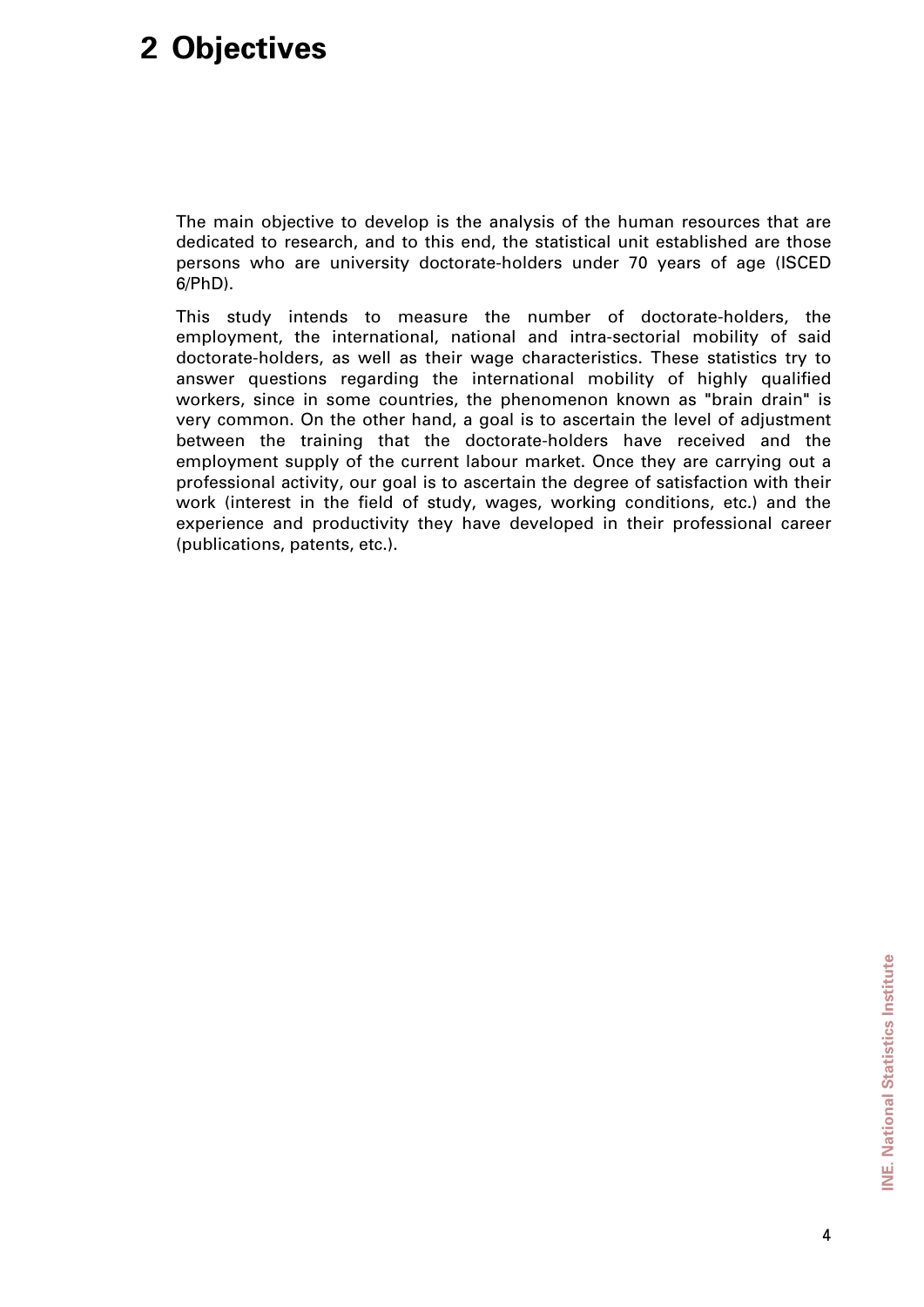# 2 Objectives

The main objective to develop is the analysis of the human resources that are dedicated to research, and to this end, the statistical unit established are those persons who are university doctorate-holders under 70 years of age (ISCED 6/PhD).

This study intends to measure the number of doctorate-holders, the employment, the international, national and intra-sectorial mobility of said doctorate-holders, as well as their wage characteristics. These statistics try to answer questions regarding the international mobility of highly qualified workers, since in some countries, the phenomenon known as "brain drain" is very common. On the other hand, a goal is to ascertain the level of adjustment between the training that the doctorate-holders have received and the employment supply of the current labour market. Once they are carrying out a professional activity, our goal is to ascertain the degree of satisfaction with their work (interest in the field of study, wages, working conditions, etc.) and the experience and productivity they have developed in their professional career (publications, patents, etc.).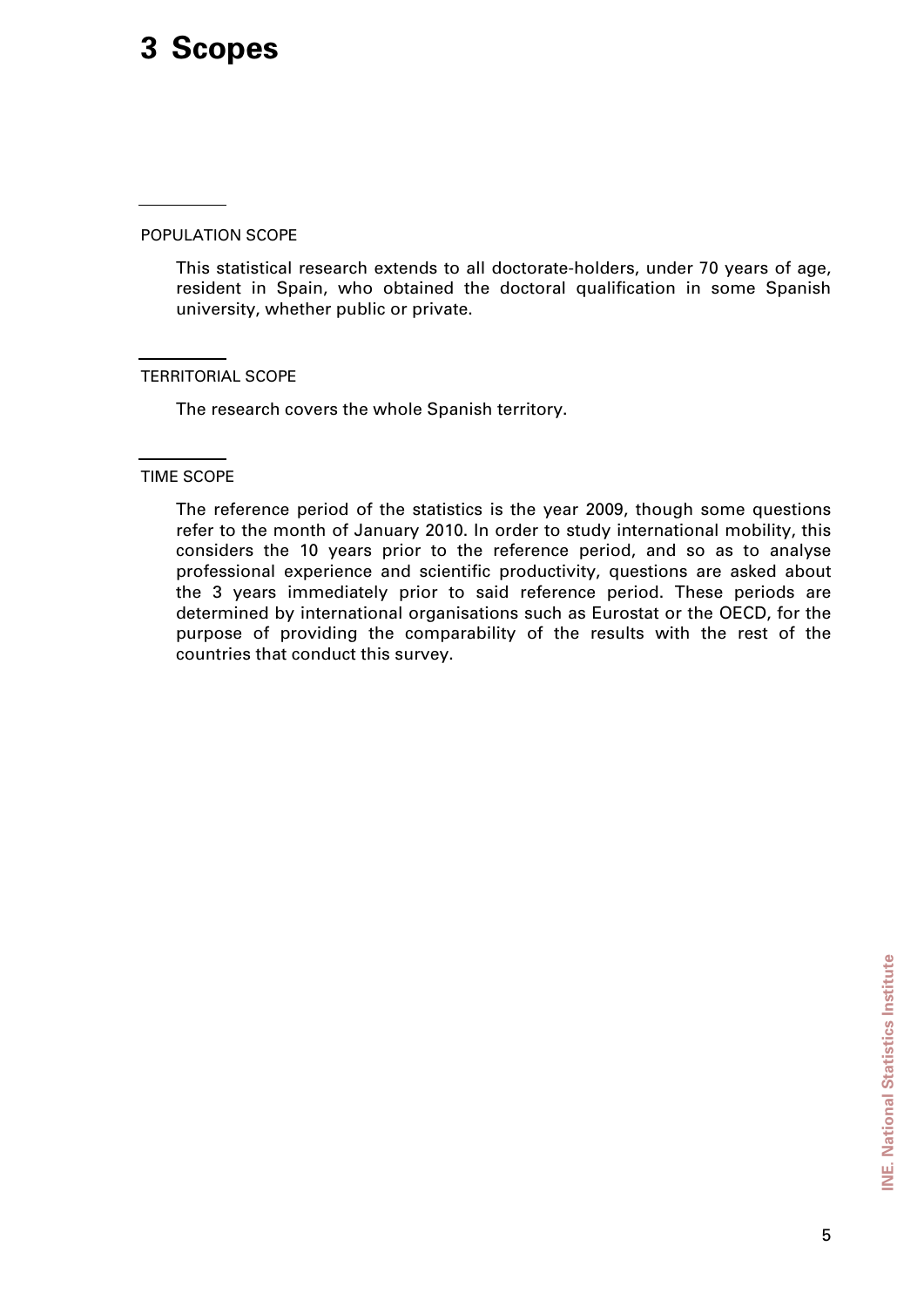# 3 Scopes

## POPULATION SCOPE

This statistical research extends to all doctorate-holders, under 70 years of age, resident in Spain, who obtained the doctoral qualification in some Spanish university, whether public or private.

## TERRITORIAL SCOPE

The research covers the whole Spanish territory.

## TIME SCOPE

The reference period of the statistics is the year 2009, though some questions refer to the month of January 2010. In order to study international mobility, this considers the 10 years prior to the reference period, and so as to analyse professional experience and scientific productivity, questions are asked about the 3 years immediately prior to said reference period. These periods are determined by international organisations such as Eurostat or the OECD, for the purpose of providing the comparability of the results with the rest of the countries that conduct this survey.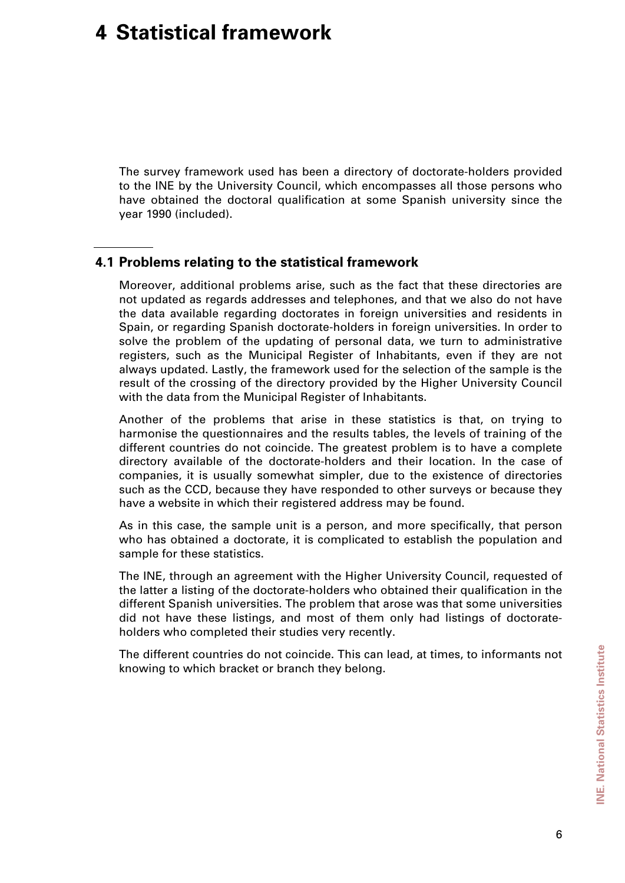# 4 Statistical framework

The survey framework used has been a directory of doctorate-holders provided to the INE by the University Council, which encompasses all those persons who have obtained the doctoral qualification at some Spanish university since the year 1990 (included).

## 4.1 Problems relating to the statistical framework

Moreover, additional problems arise, such as the fact that these directories are not updated as regards addresses and telephones, and that we also do not have the data available regarding doctorates in foreign universities and residents in Spain, or regarding Spanish doctorate-holders in foreign universities. In order to solve the problem of the updating of personal data, we turn to administrative registers, such as the Municipal Register of Inhabitants, even if they are not always updated. Lastly, the framework used for the selection of the sample is the result of the crossing of the directory provided by the Higher University Council with the data from the Municipal Register of Inhabitants.

Another of the problems that arise in these statistics is that, on trying to harmonise the questionnaires and the results tables, the levels of training of the different countries do not coincide. The greatest problem is to have a complete directory available of the doctorate-holders and their location. In the case of companies, it is usually somewhat simpler, due to the existence of directories such as the CCD, because they have responded to other surveys or because they have a website in which their registered address may be found.

As in this case, the sample unit is a person, and more specifically, that person who has obtained a doctorate, it is complicated to establish the population and sample for these statistics.

The INE, through an agreement with the Higher University Council, requested of the latter a listing of the doctorate-holders who obtained their qualification in the different Spanish universities. The problem that arose was that some universities did not have these listings, and most of them only had listings of doctorate-holders who completed their studies very recently.

The different countries do not coincide. This can lead, at times, to informants not knowing to which bracket or branch they belong.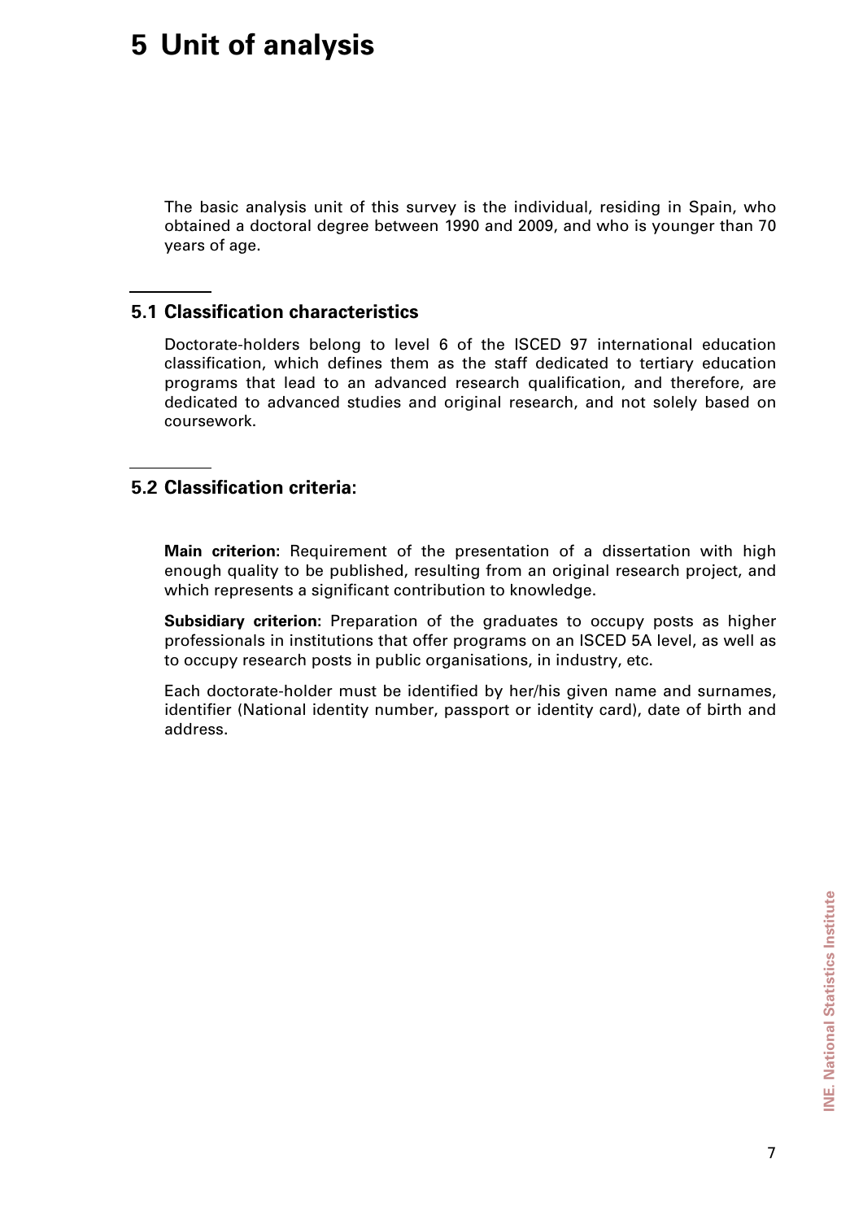# 5 Unit of analysis

The basic analysis unit of this survey is the individual, residing in Spain, who obtained a doctoral degree between 1990 and 2009, and who is younger than 70 years of age.

## 5.1 Classification characteristics

Doctorate-holders belong to level 6 of the ISCED 97 international education classification, which defines them as the staff dedicated to tertiary education programs that lead to an advanced research qualification, and therefore, are dedicated to advanced studies and original research, and not solely based on coursework.

## 5.2 Classification criteria:

**Main criterion:** Requirement of the presentation of a dissertation with high enough quality to be published, resulting from an original research project, and which represents a significant contribution to knowledge.

**Subsidiary criterion:** Preparation of the graduates to occupy posts as higher professionals in institutions that offer programs on an ISCED 5A level, as well as to occupy research posts in public organisations, in industry, etc.

Each doctorate-holder must be identified by her/his given name and surnames, identifier (National identity number, passport or identity card), date of birth and address.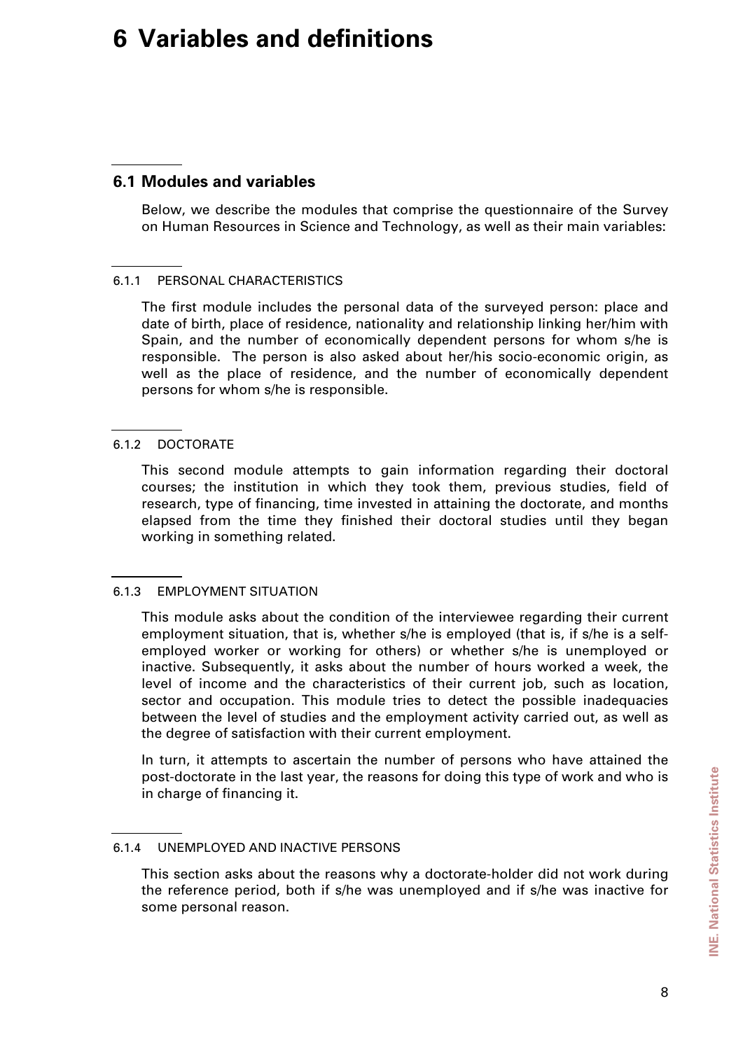# 6 Variables and definitions

## 6.1 Modules and variables

Below, we describe the modules that comprise the questionnaire of the Survey on Human Resources in Science and Technology, as well as their main variables:

### 6.1.1 PERSONAL CHARACTERISTICS

The first module includes the personal data of the surveyed person: place and date of birth, place of residence, nationality and relationship linking her/him with Spain, and the number of economically dependent persons for whom s/he is responsible. The person is also asked about her/his socio-economic origin, as well as the place of residence, and the number of economically dependent persons for whom s/he is responsible.

### 6.1.2 DOCTORATE

This second module attempts to gain information regarding their doctoral courses; the institution in which they took them, previous studies, field of research, type of financing, time invested in attaining the doctorate, and months elapsed from the time they finished their doctoral studies until they began working in something related.

### 6.1.3 EMPLOYMENT SITUATION

This module asks about the condition of the interviewee regarding their current employment situation, that is, whether s/he is employed (that is, if s/he is a self-employed worker or working for others) or whether s/he is unemployed or inactive. Subsequently, it asks about the number of hours worked a week, the level of income and the characteristics of their current job, such as location, sector and occupation. This module tries to detect the possible inadequacies between the level of studies and the employment activity carried out, as well as the degree of satisfaction with their current employment.

In turn, it attempts to ascertain the number of persons who have attained the post-doctorate in the last year, the reasons for doing this type of work and who is in charge of financing it.

### 6.1.4 UNEMPLOYED AND INACTIVE PERSONS

This section asks about the reasons why a doctorate-holder did not work during the reference period, both if s/he was unemployed and if s/he was inactive for some personal reason.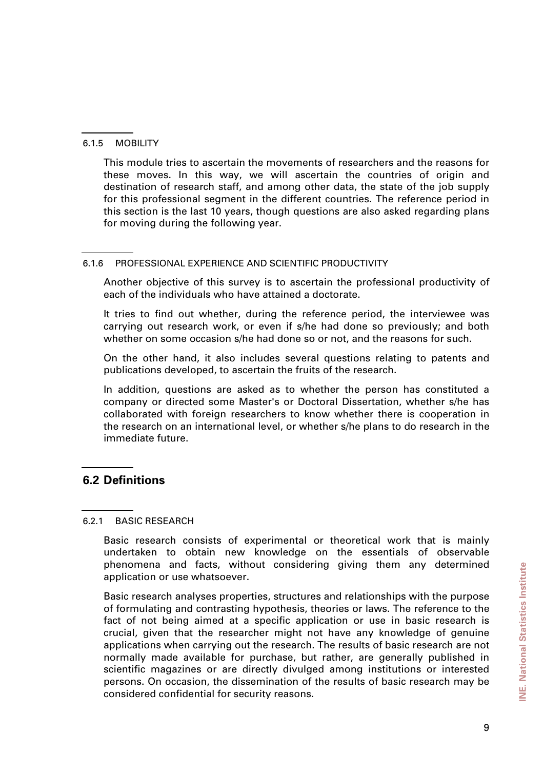### 6.1.5 MOBILITY

This module tries to ascertain the movements of researchers and the reasons for these moves. In this way, we will ascertain the countries of origin and destination of research staff, and among other data, the state of the job supply for this professional segment in the different countries. The reference period in this section is the last 10 years, though questions are also asked regarding plans for moving during the following year.

### 6.1.6 PROFESSIONAL EXPERIENCE AND SCIENTIFIC PRODUCTIVITY

Another objective of this survey is to ascertain the professional productivity of each of the individuals who have attained a doctorate.

It tries to find out whether, during the reference period, the interviewee was carrying out research work, or even if s/he had done so previously; and both whether on some occasion s/he had done so or not, and the reasons for such.

On the other hand, it also includes several questions relating to patents and publications developed, to ascertain the fruits of the research.

In addition, questions are asked as to whether the person has constituted a company or directed some Master's or Doctoral Dissertation, whether s/he has collaborated with foreign researchers to know whether there is cooperation in the research on an international level, or whether s/he plans to do research in the immediate future.

## 6.2 Definitions

### 6.2.1 BASIC RESEARCH

Basic research consists of experimental or theoretical work that is mainly undertaken to obtain new knowledge on the essentials of observable phenomena and facts, without considering giving them any determined application or use whatsoever.

Basic research analyses properties, structures and relationships with the purpose of formulating and contrasting hypothesis, theories or laws. The reference to the fact of not being aimed at a specific application or use in basic research is crucial, given that the researcher might not have any knowledge of genuine applications when carrying out the research. The results of basic research are not normally made available for purchase, but rather, are generally published in scientific magazines or are directly divulged among institutions or interested persons. On occasion, the dissemination of the results of basic research may be considered confidential for security reasons.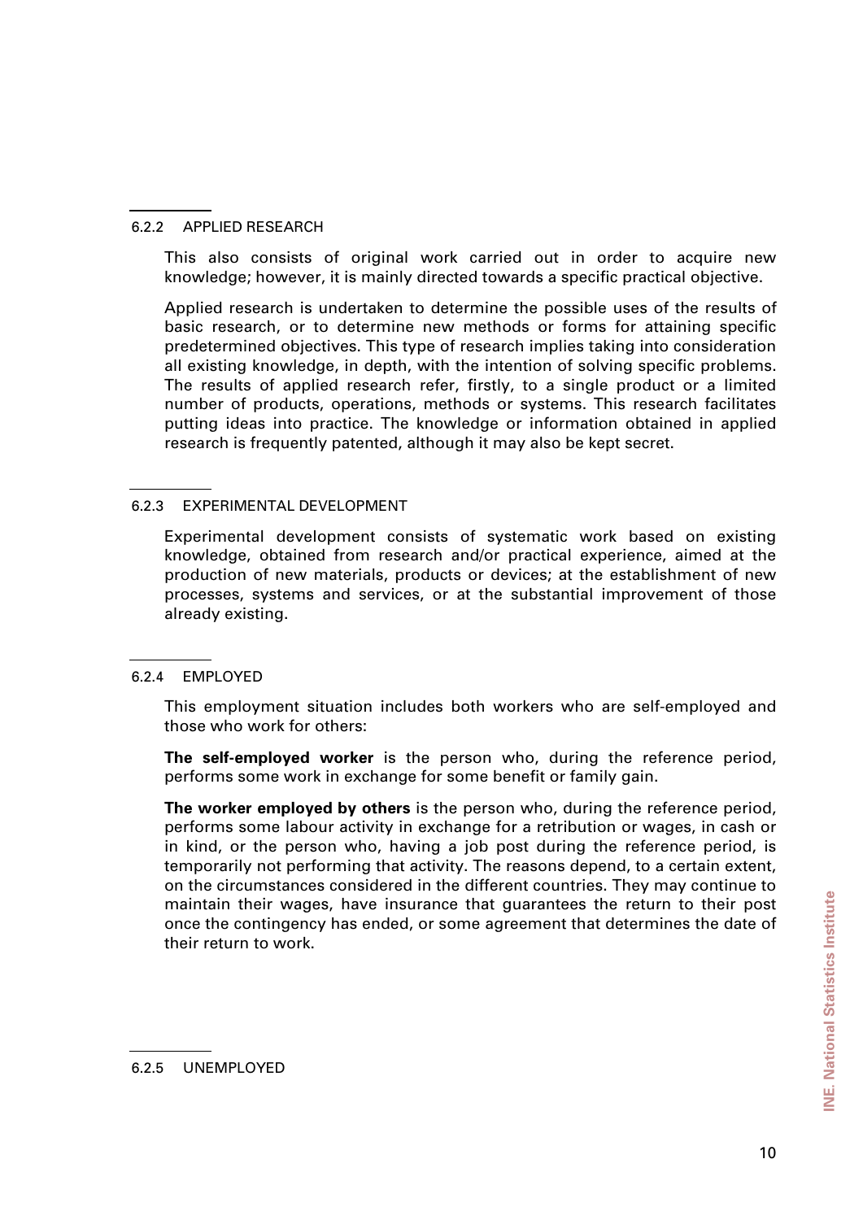### 6.2.2 APPLIED RESEARCH

This also consists of original work carried out in order to acquire new knowledge; however, it is mainly directed towards a specific practical objective.

Applied research is undertaken to determine the possible uses of the results of basic research, or to determine new methods or forms for attaining specific predetermined objectives. This type of research implies taking into consideration all existing knowledge, in depth, with the intention of solving specific problems. The results of applied research refer, firstly, to a single product or a limited number of products, operations, methods or systems. This research facilitates putting ideas into practice. The knowledge or information obtained in applied research is frequently patented, although it may also be kept secret.

### 6.2.3 EXPERIMENTAL DEVELOPMENT

Experimental development consists of systematic work based on existing knowledge, obtained from research and/or practical experience, aimed at the production of new materials, products or devices; at the establishment of new processes, systems and services, or at the substantial improvement of those already existing.

### 6.2.4 EMPLOYED

This employment situation includes both workers who are self-employed and those who work for others:

**The self-employed worker** is the person who, during the reference period, performs some work in exchange for some benefit or family gain.

**The worker employed by others** is the person who, during the reference period, performs some labour activity in exchange for a retribution or wages, in cash or in kind, or the person who, having a job post during the reference period, is temporarily not performing that activity. The reasons depend, to a certain extent, on the circumstances considered in the different countries. They may continue to maintain their wages, have insurance that guarantees the return to their post once the contingency has ended, or some agreement that determines the date of their return to work.

### 6.2.5 UNEMPLOYED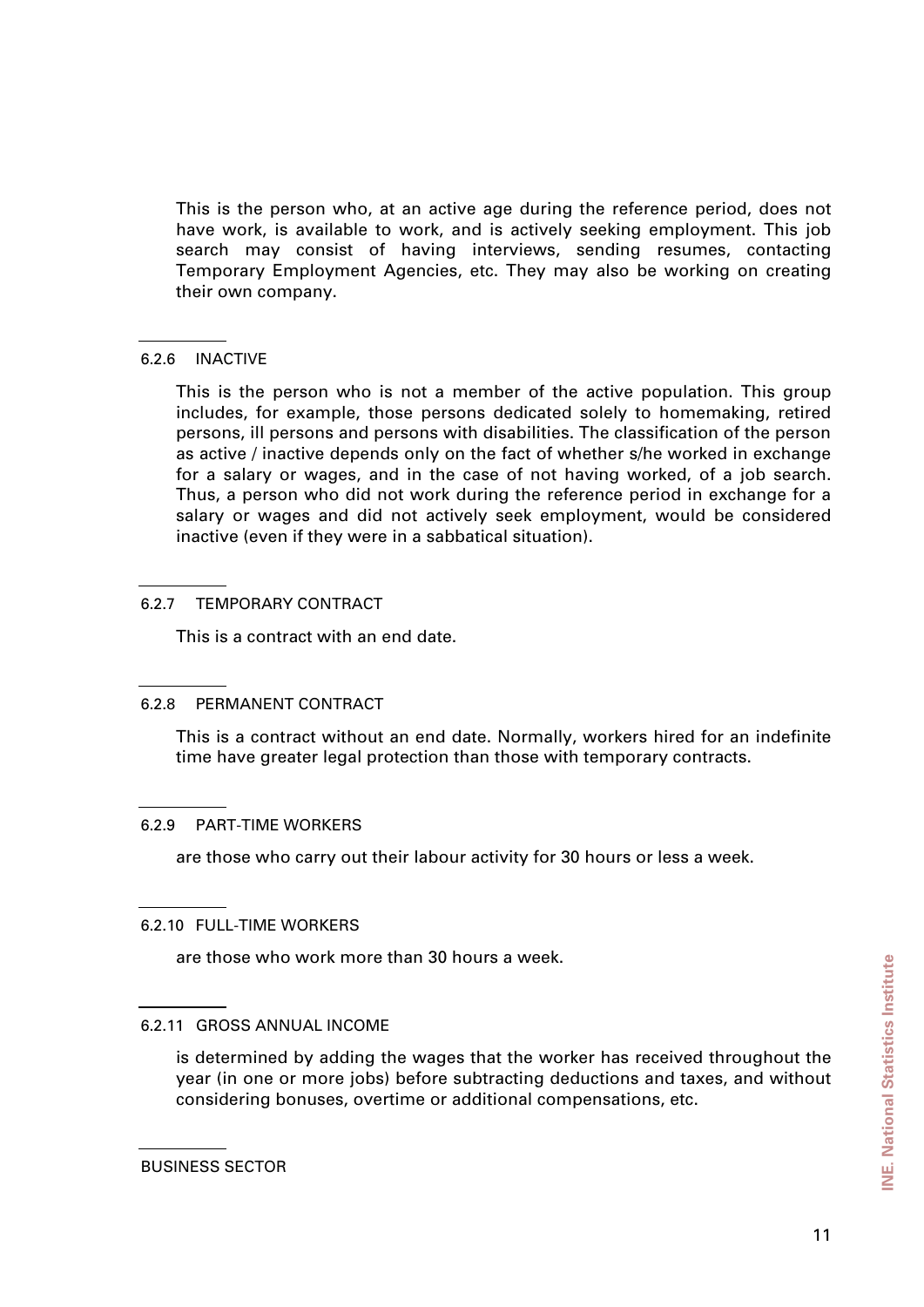This is the person who, at an active age during the reference period, does not have work, is available to work, and is actively seeking employment. This job search may consist of having interviews, sending resumes, contacting Temporary Employment Agencies, etc. They may also be working on creating their own company.

### 6.2.6 INACTIVE

This is the person who is not a member of the active population. This group includes, for example, those persons dedicated solely to homemaking, retired persons, ill persons and persons with disabilities. The classification of the person as active / inactive depends only on the fact of whether s/he worked in exchange for a salary or wages, and in the case of not having worked, of a job search. Thus, a person who did not work during the reference period in exchange for a salary or wages and did not actively seek employment, would be considered inactive (even if they were in a sabbatical situation).

### 6.2.7 TEMPORARY CONTRACT

This is a contract with an end date.

### 6.2.8 PERMANENT CONTRACT

This is a contract without an end date. Normally, workers hired for an indefinite time have greater legal protection than those with temporary contracts.

### 6.2.9 PART-TIME WORKERS

are those who carry out their labour activity for 30 hours or less a week.

### 6.2.10 FULL-TIME WORKERS

are those who work more than 30 hours a week.

### 6.2.11 GROSS ANNUAL INCOME

is determined by adding the wages that the worker has received throughout the year (in one or more jobs) before subtracting deductions and taxes, and without considering bonuses, overtime or additional compensations, etc.

### BUSINESS SECTOR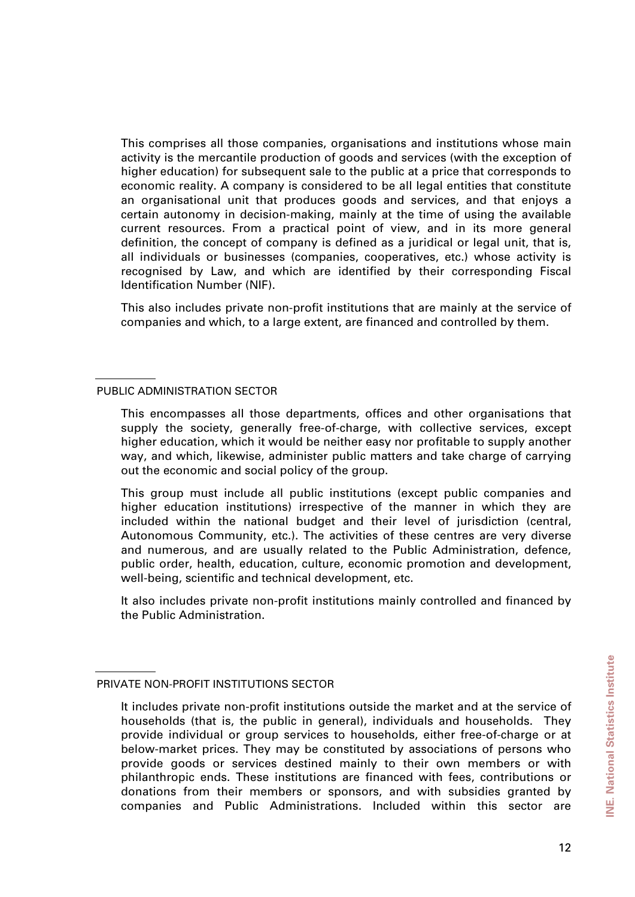This comprises all those companies, organisations and institutions whose main activity is the mercantile production of goods and services (with the exception of higher education) for subsequent sale to the public at a price that corresponds to economic reality. A company is considered to be all legal entities that constitute an organisational unit that produces goods and services, and that enjoys a certain autonomy in decision-making, mainly at the time of using the available current resources. From a practical point of view, and in its more general definition, the concept of company is defined as a juridical or legal unit, that is, all individuals or businesses (companies, cooperatives, etc.) whose activity is recognised by Law, and which are identified by their corresponding Fiscal Identification Number (NIF).

This also includes private non-profit institutions that are mainly at the service of companies and which, to a large extent, are financed and controlled by them.

## PUBLIC ADMINISTRATION SECTOR

This encompasses all those departments, offices and other organisations that supply the society, generally free-of-charge, with collective services, except higher education, which it would be neither easy nor profitable to supply another way, and which, likewise, administer public matters and take charge of carrying out the economic and social policy of the group.

This group must include all public institutions (except public companies and higher education institutions) irrespective of the manner in which they are included within the national budget and their level of jurisdiction (central, Autonomous Community, etc.). The activities of these centres are very diverse and numerous, and are usually related to the Public Administration, defence, public order, health, education, culture, economic promotion and development, well-being, scientific and technical development, etc.

It also includes private non-profit institutions mainly controlled and financed by the Public Administration.

## PRIVATE NON-PROFIT INSTITUTIONS SECTOR

It includes private non-profit institutions outside the market and at the service of households (that is, the public in general), individuals and households. They provide individual or group services to households, either free-of-charge or at below-market prices. They may be constituted by associations of persons who provide goods or services destined mainly to their own members or with philanthropic ends. These institutions are financed with fees, contributions or donations from their members or sponsors, and with subsidies granted by companies and Public Administrations. Included within this sector are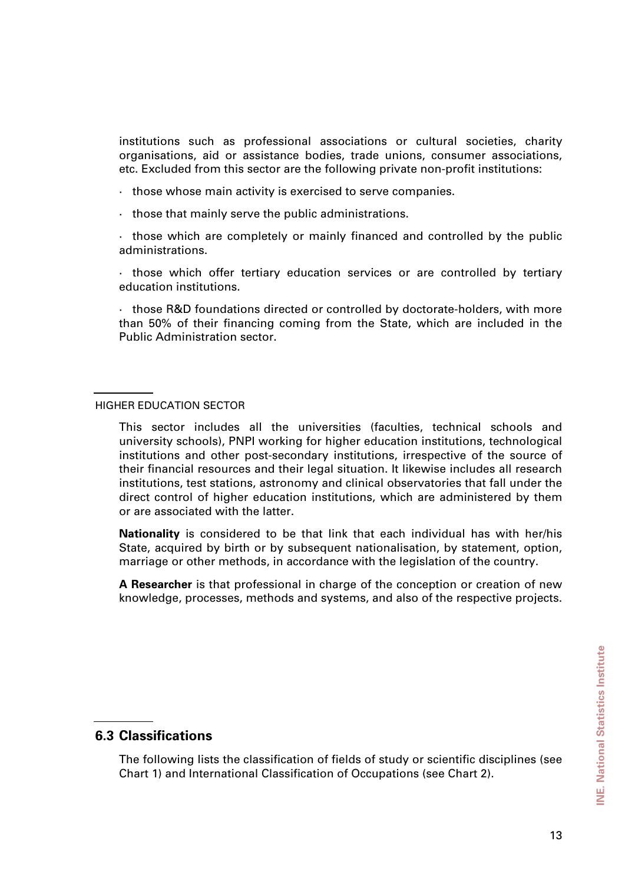institutions such as professional associations or cultural societies, charity organisations, aid or assistance bodies, trade unions, consumer associations, etc. Excluded from this sector are the following private non-profit institutions:

· those whose main activity is exercised to serve companies.

· those that mainly serve the public administrations.

· those which are completely or mainly financed and controlled by the public administrations.

· those which offer tertiary education services or are controlled by tertiary education institutions.

· those R&D foundations directed or controlled by doctorate-holders, with more than 50% of their financing coming from the State, which are included in the Public Administration sector.

HIGHER EDUCATION SECTOR

This sector includes all the universities (faculties, technical schools and university schools), PNPI working for higher education institutions, technological institutions and other post-secondary institutions, irrespective of the source of their financial resources and their legal situation. It likewise includes all research institutions, test stations, astronomy and clinical observatories that fall under the direct control of higher education institutions, which are administered by them or are associated with the latter.

**Nationality** is considered to be that link that each individual has with her/his State, acquired by birth or by subsequent nationalisation, by statement, option, marriage or other methods, in accordance with the legislation of the country.

**A Researcher** is that professional in charge of the conception or creation of new knowledge, processes, methods and systems, and also of the respective projects.

## 6.3 Classifications

The following lists the classification of fields of study or scientific disciplines (see Chart 1) and International Classification of Occupations (see Chart 2).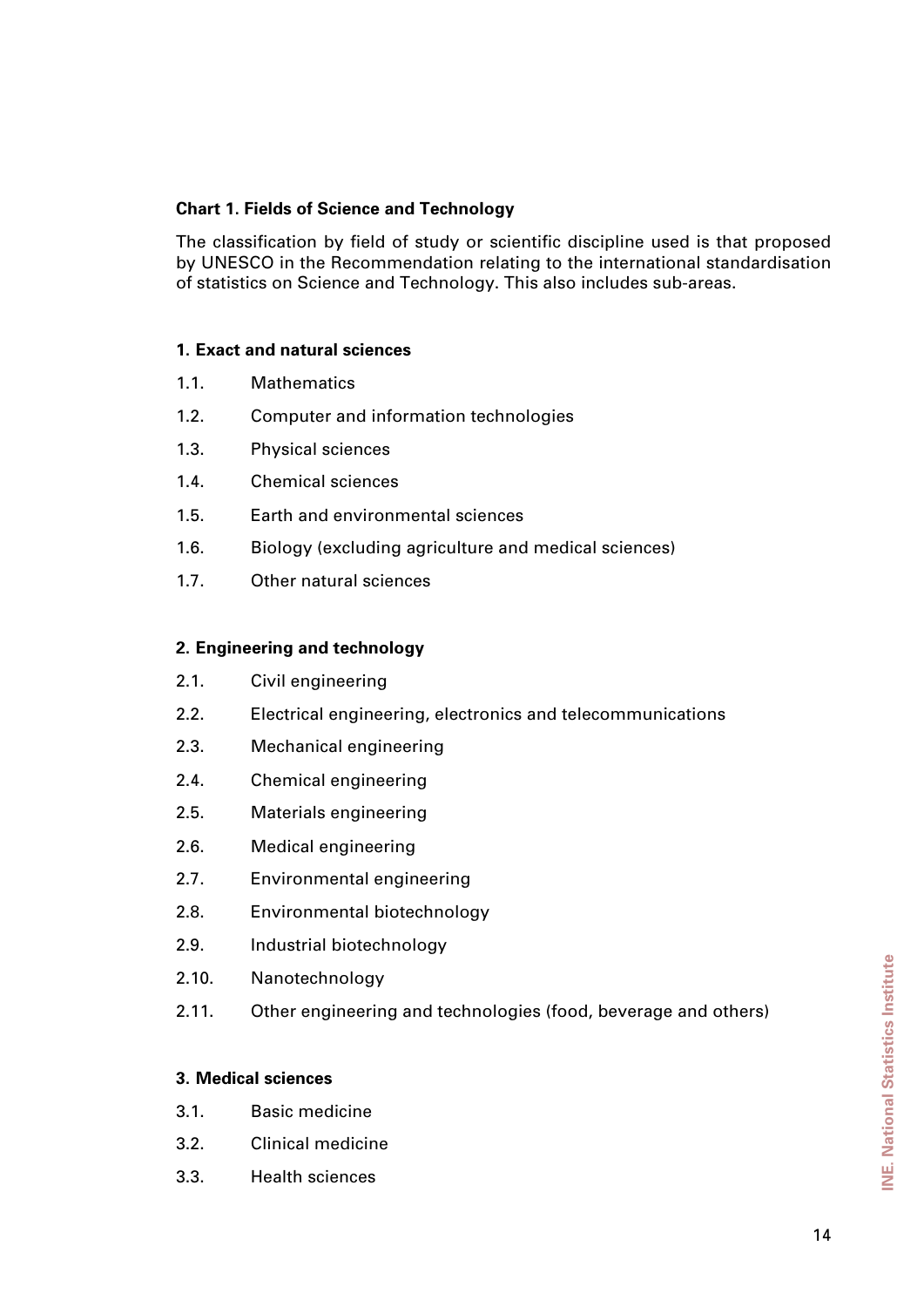**Chart 1. Fields of Science and Technology**

The classification by field of study or scientific discipline used is that proposed by UNESCO in the Recommendation relating to the international standardisation of statistics on Science and Technology. This also includes sub-areas.

**1. Exact and natural sciences**

1.1. Mathematics

1.2. Computer and information technologies

1.3. Physical sciences

1.4. Chemical sciences

1.5. Earth and environmental sciences

1.6. Biology (excluding agriculture and medical sciences)

1.7. Other natural sciences

**2. Engineering and technology**

2.1. Civil engineering

2.2. Electrical engineering, electronics and telecommunications

2.3. Mechanical engineering

2.4. Chemical engineering

2.5. Materials engineering

2.6. Medical engineering

2.7. Environmental engineering

2.8. Environmental biotechnology

2.9. Industrial biotechnology

2.10. Nanotechnology

2.11. Other engineering and technologies (food, beverage and others)

**3. Medical sciences**

3.1. Basic medicine

3.2. Clinical medicine

3.3. Health sciences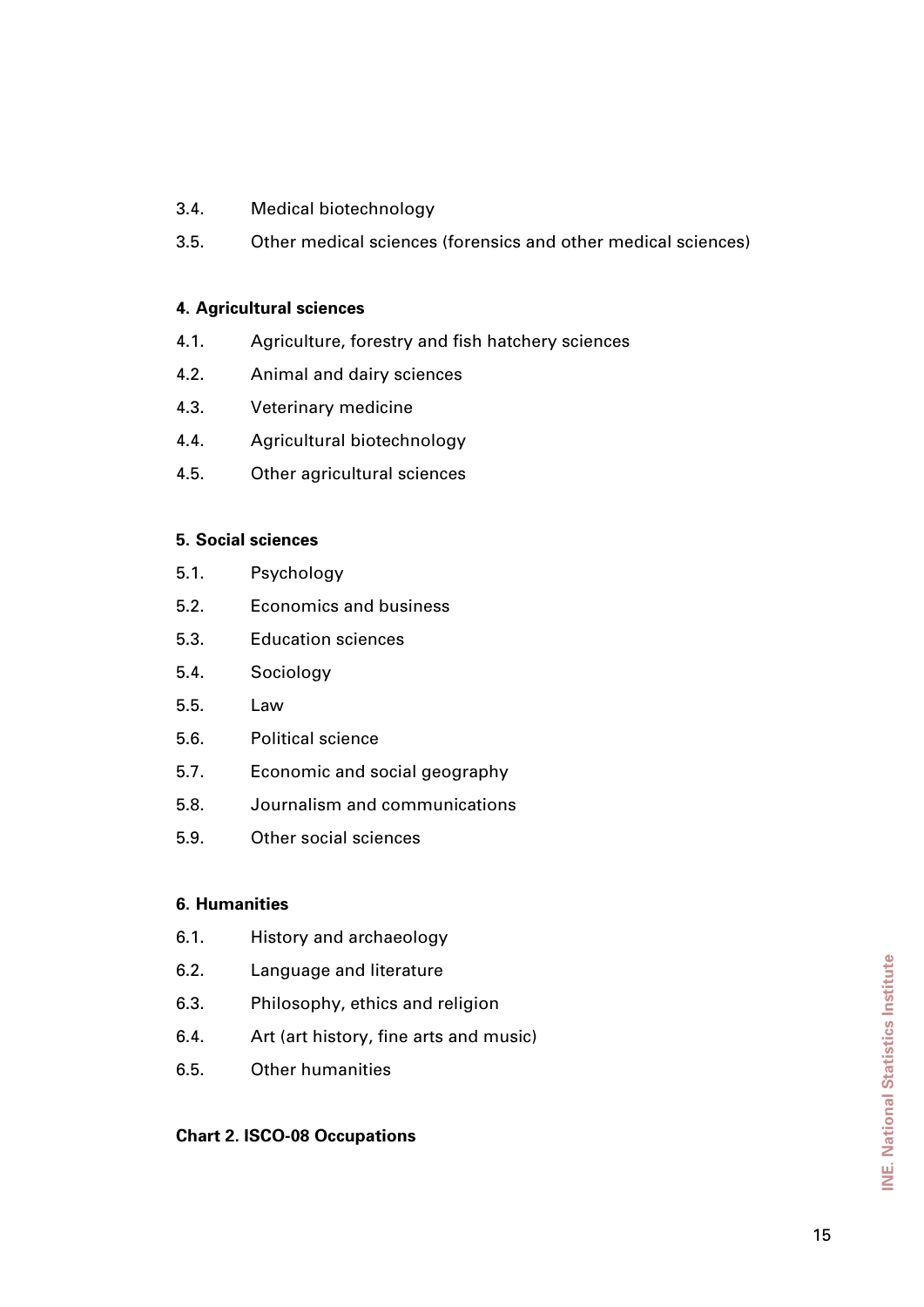3.4. Medical biotechnology

3.5. Other medical sciences (forensics and other medical sciences)

**4. Agricultural sciences**

4.1. Agriculture, forestry and fish hatchery sciences

4.2. Animal and dairy sciences

4.3. Veterinary medicine

4.4. Agricultural biotechnology

4.5. Other agricultural sciences

**5. Social sciences**

5.1. Psychology

5.2. Economics and business

5.3. Education sciences

5.4. Sociology

5.5. Law

5.6. Political science

5.7. Economic and social geography

5.8. Journalism and communications

5.9. Other social sciences

**6. Humanities**

6.1. History and archaeology

6.2. Language and literature

6.3. Philosophy, ethics and religion

6.4. Art (art history, fine arts and music)

6.5. Other humanities

**Chart 2. ISCO-08 Occupations**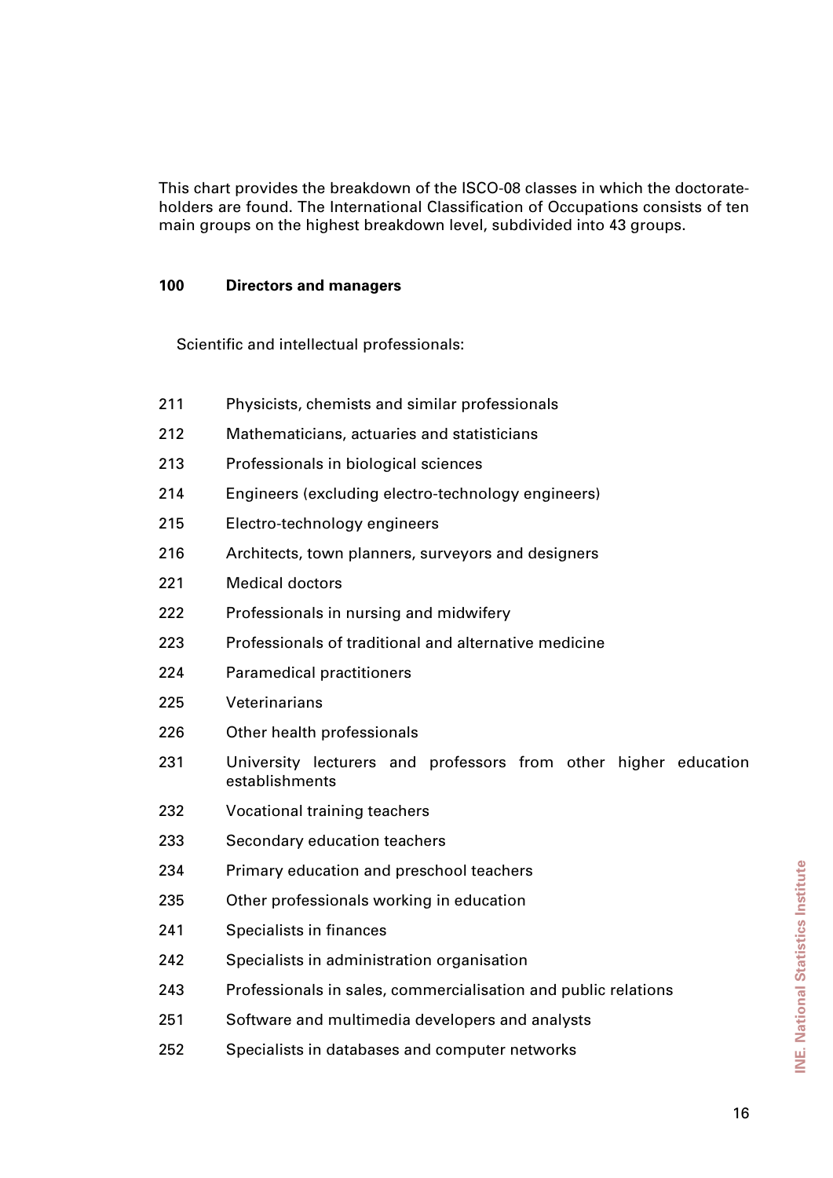This chart provides the breakdown of the ISCO-08 classes in which the doctorate-holders are found. The International Classification of Occupations consists of ten main groups on the highest breakdown level, subdivided into 43 groups.

**100 Directors and managers**

Scientific and intellectual professionals:

211 Physicists, chemists and similar professionals

212 Mathematicians, actuaries and statisticians

213 Professionals in biological sciences

214 Engineers (excluding electro-technology engineers)

215 Electro-technology engineers

216 Architects, town planners, surveyors and designers

221 Medical doctors

222 Professionals in nursing and midwifery

223 Professionals of traditional and alternative medicine

224 Paramedical practitioners

225 Veterinarians

226 Other health professionals

231 University lecturers and professors from other higher education establishments

232 Vocational training teachers

233 Secondary education teachers

234 Primary education and preschool teachers

235 Other professionals working in education

241 Specialists in finances

242 Specialists in administration organisation

243 Professionals in sales, commercialisation and public relations

251 Software and multimedia developers and analysts

252 Specialists in databases and computer networks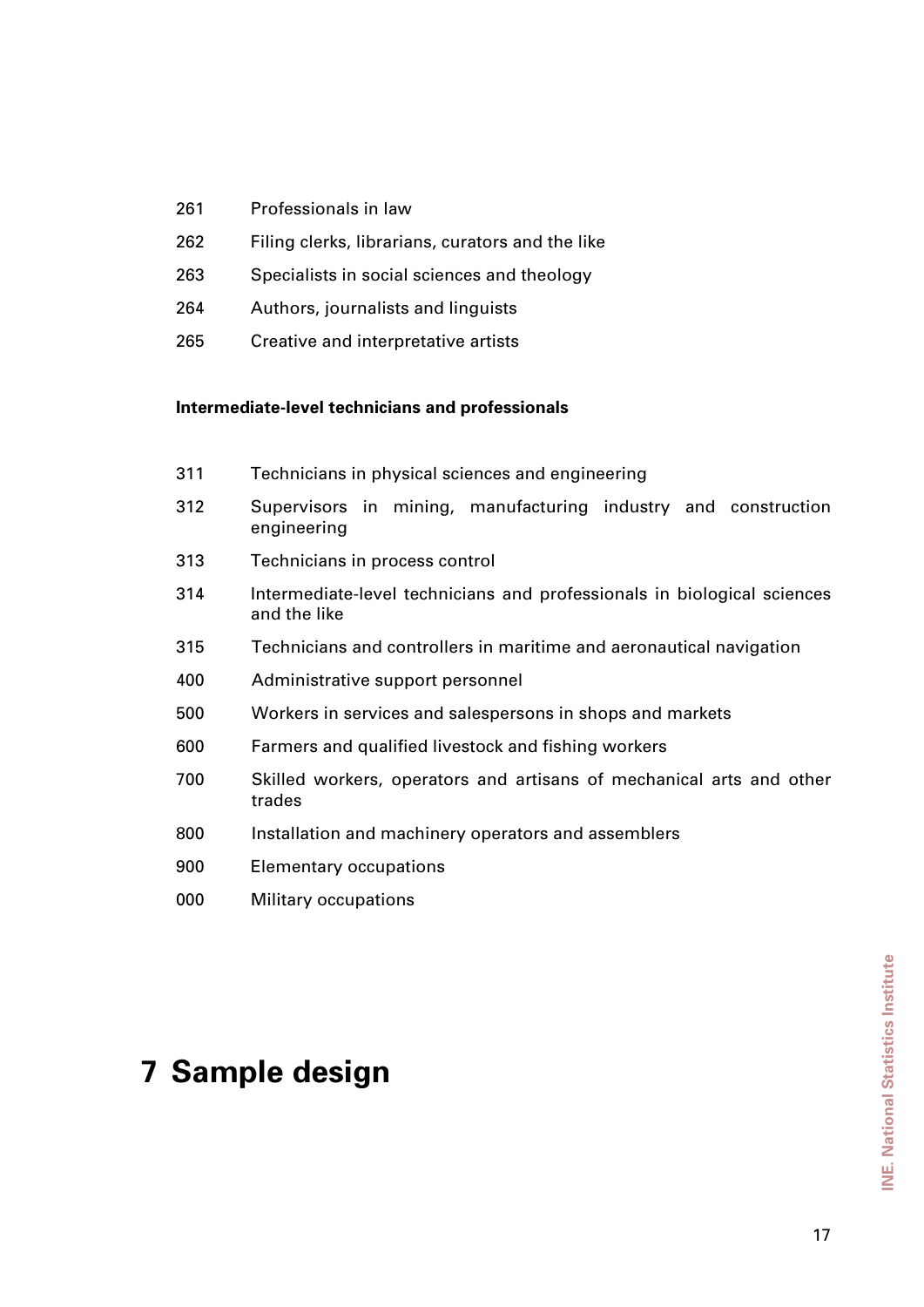261 Professionals in law

262 Filing clerks, librarians, curators and the like

263 Specialists in social sciences and theology

264 Authors, journalists and linguists

265 Creative and interpretative artists

**Intermediate-level technicians and professionals**

311 Technicians in physical sciences and engineering

312 Supervisors in mining, manufacturing industry and construction engineering

313 Technicians in process control

314 Intermediate-level technicians and professionals in biological sciences and the like

315 Technicians and controllers in maritime and aeronautical navigation

400 Administrative support personnel

500 Workers in services and salespersons in shops and markets

600 Farmers and qualified livestock and fishing workers

700 Skilled workers, operators and artisans of mechanical arts and other trades

800 Installation and machinery operators and assemblers

900 Elementary occupations

000 Military occupations

# 7 Sample design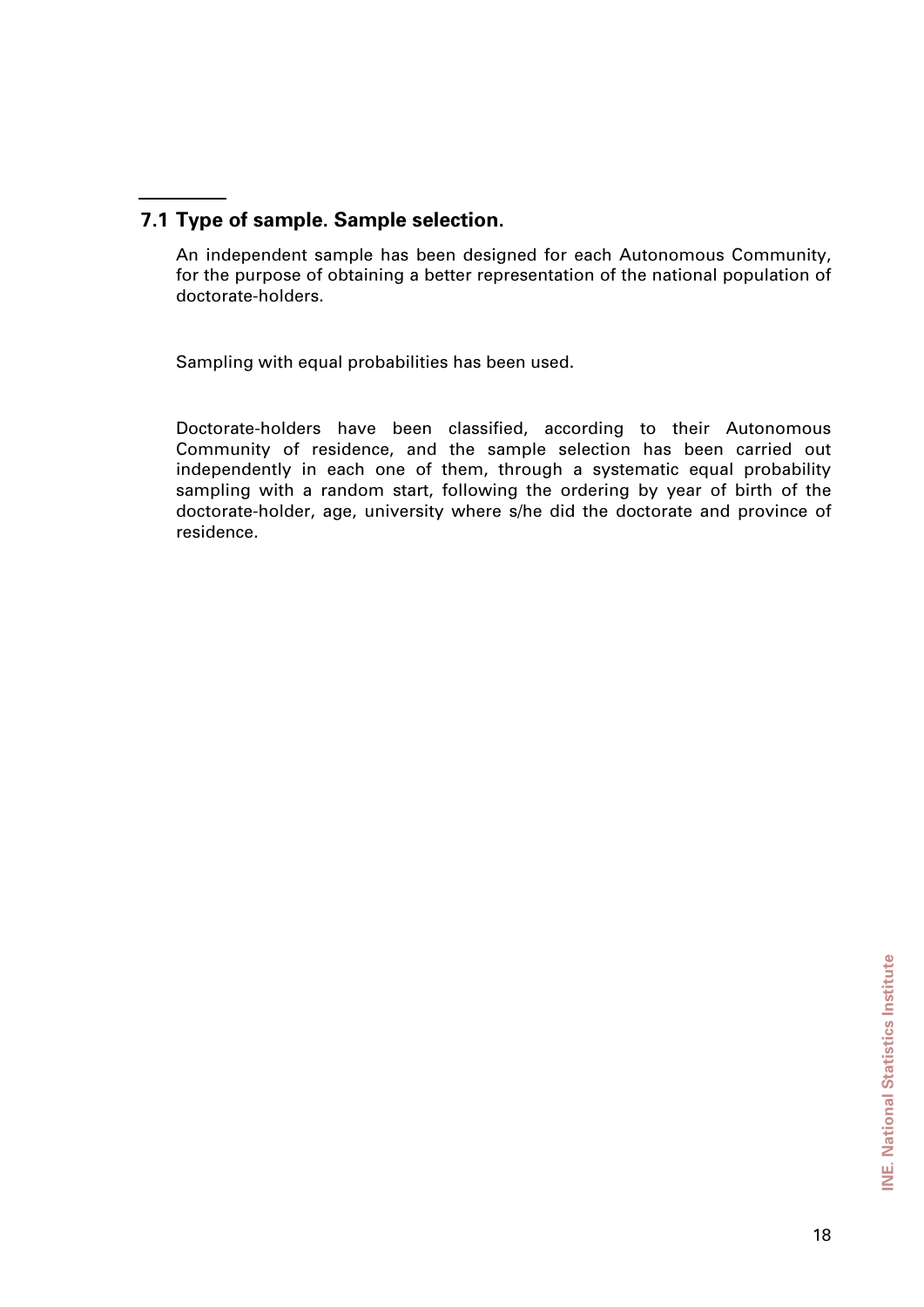## 7.1 Type of sample. Sample selection.

An independent sample has been designed for each Autonomous Community, for the purpose of obtaining a better representation of the national population of doctorate-holders.

Sampling with equal probabilities has been used.

Doctorate-holders have been classified, according to their Autonomous Community of residence, and the sample selection has been carried out independently in each one of them, through a systematic equal probability sampling with a random start, following the ordering by year of birth of the doctorate-holder, age, university where s/he did the doctorate and province of residence.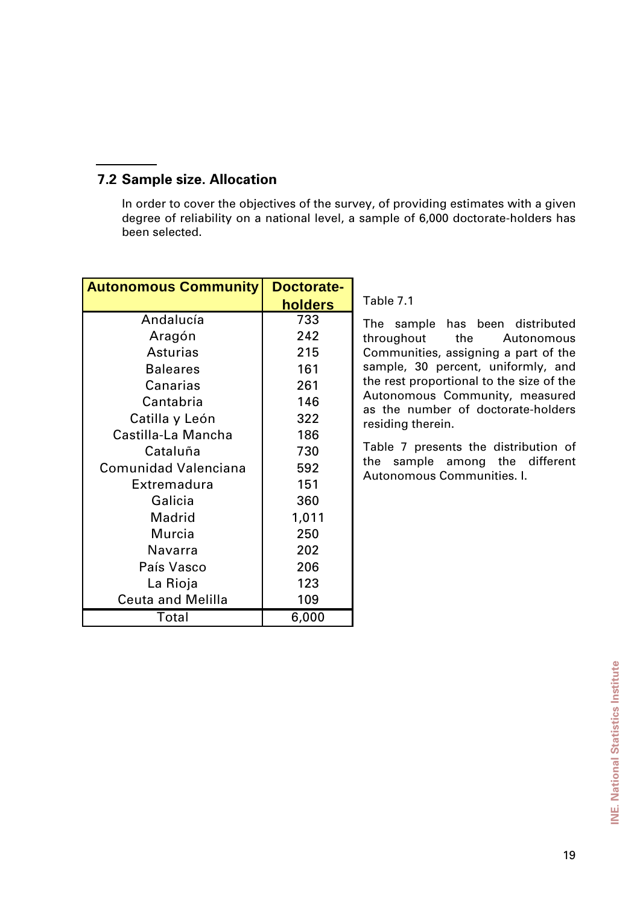## 7.2 Sample size. Allocation

In order to cover the objectives of the survey, of providing estimates with a given degree of reliability on a national level, a sample of 6,000 doctorate-holders has been selected.

| Autonomous Community | Doctorate-holders |
|---|---|
| Andalucía | 733 |
| Aragón | 242 |
| Asturias | 215 |
| Baleares | 161 |
| Canarias | 261 |
| Cantabria | 146 |
| Catilla y León | 322 |
| Castilla-La Mancha | 186 |
| Cataluña | 730 |
| Comunidad Valenciana | 592 |
| Extremadura | 151 |
| Galicia | 360 |
| Madrid | 1,011 |
| Murcia | 250 |
| Navarra | 202 |
| País Vasco | 206 |
| La Rioja | 123 |
| Ceuta and Melilla | 109 |
| Total | 6,000 |

Table 7.1

The sample has been distributed throughout the Autonomous Communities, assigning a part of the sample, 30 percent, uniformly, and the rest proportional to the size of the Autonomous Community, measured as the number of doctorate-holders residing therein.

Table 7 presents the distribution of the sample among the different Autonomous Communities. l.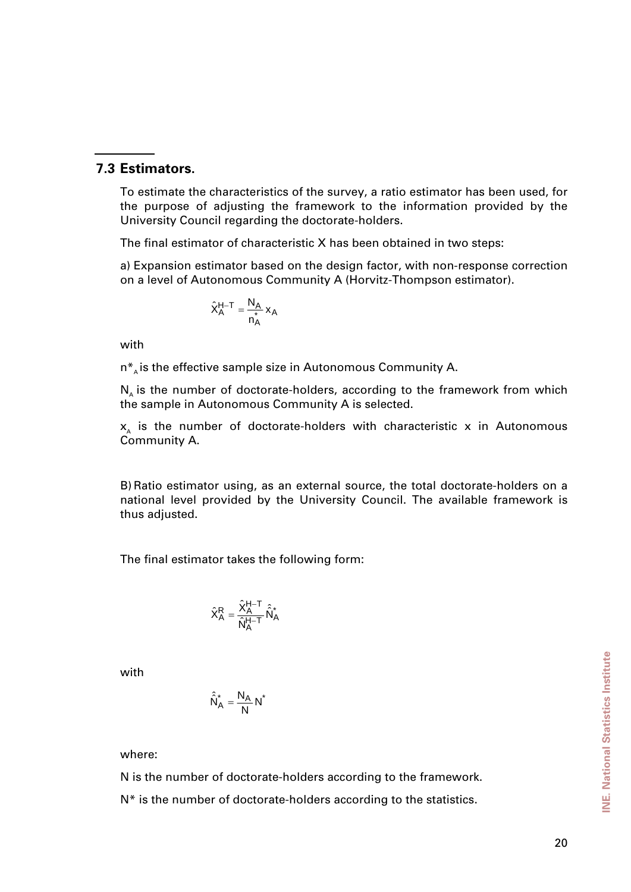## 7.3 Estimators.

To estimate the characteristics of the survey, a ratio estimator has been used, for the purpose of adjusting the framework to the information provided by the University Council regarding the doctorate-holders.

The final estimator of characteristic X has been obtained in two steps:

a) Expansion estimator based on the design factor, with non-response correction on a level of Autonomous Community A (Horvitz-Thompson estimator).

$$\hat{X}_A^{H-T} = \frac{N_A}{n_A^*} x_A$$

with

$n^*_A$ is the effective sample size in Autonomous Community A.

$N_A$ is the number of doctorate-holders, according to the framework from which the sample in Autonomous Community A is selected.

$x_A$ is the number of doctorate-holders with characteristic x in Autonomous Community A.

B) Ratio estimator using, as an external source, the total doctorate-holders on a national level provided by the University Council. The available framework is thus adjusted.

The final estimator takes the following form:

$$\hat{X}_A^R = \frac{\hat{X}_A^{H-T}}{\hat{N}_A^{H-T}} \hat{\hat{N}}_A^*$$

with

$$\hat{\hat{N}}_A^* = \frac{N_A}{N} N^*$$

where:

N is the number of doctorate-holders according to the framework.

N* is the number of doctorate-holders according to the statistics.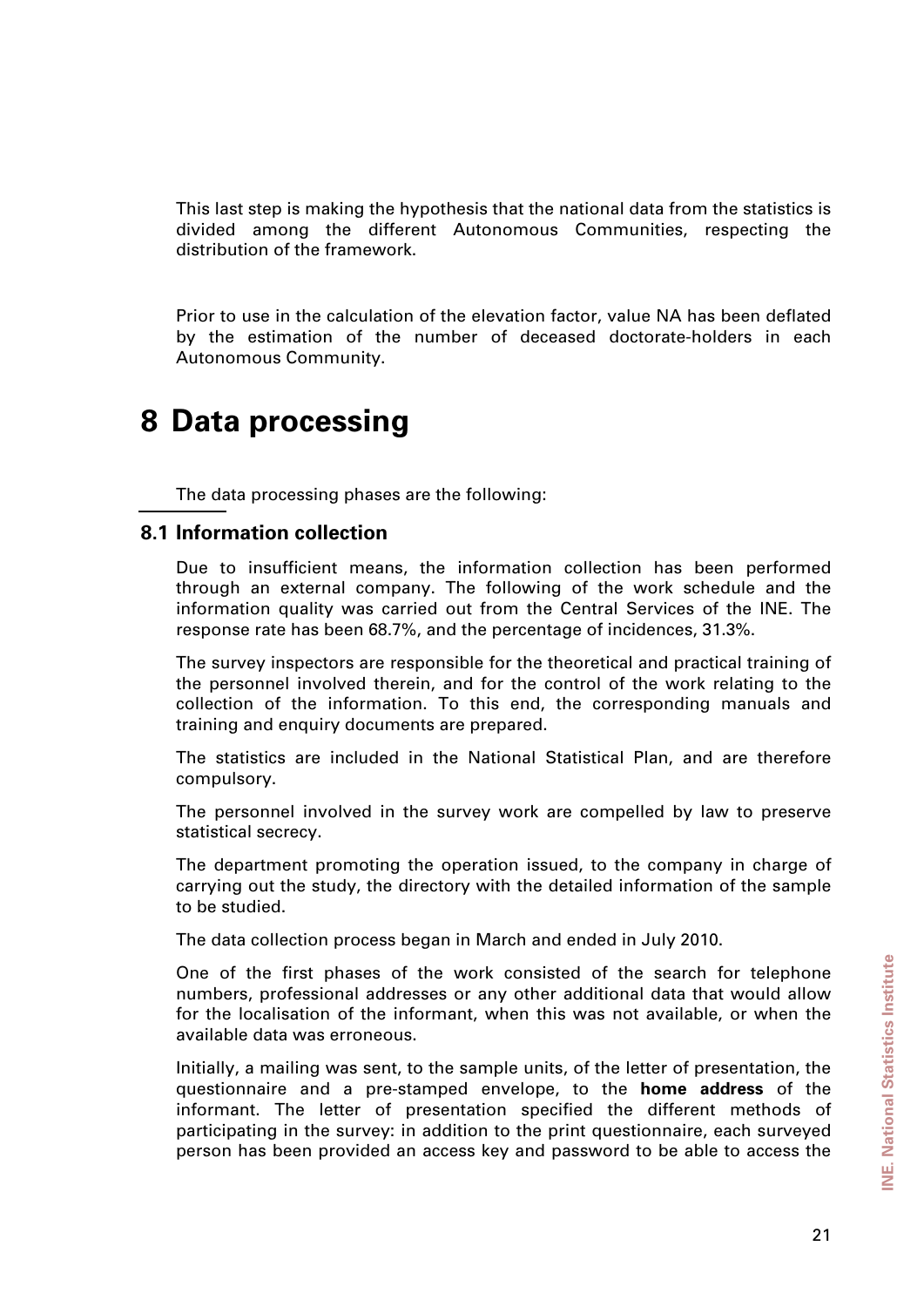This last step is making the hypothesis that the national data from the statistics is divided among the different Autonomous Communities, respecting the distribution of the framework.

Prior to use in the calculation of the elevation factor, value NA has been deflated by the estimation of the number of deceased doctorate-holders in each Autonomous Community.

# 8 Data processing

The data processing phases are the following:

## 8.1 Information collection

Due to insufficient means, the information collection has been performed through an external company. The following of the work schedule and the information quality was carried out from the Central Services of the INE. The response rate has been 68.7%, and the percentage of incidences, 31.3%.

The survey inspectors are responsible for the theoretical and practical training of the personnel involved therein, and for the control of the work relating to the collection of the information. To this end, the corresponding manuals and training and enquiry documents are prepared.

The statistics are included in the National Statistical Plan, and are therefore compulsory.

The personnel involved in the survey work are compelled by law to preserve statistical secrecy.

The department promoting the operation issued, to the company in charge of carrying out the study, the directory with the detailed information of the sample to be studied.

The data collection process began in March and ended in July 2010.

One of the first phases of the work consisted of the search for telephone numbers, professional addresses or any other additional data that would allow for the localisation of the informant, when this was not available, or when the available data was erroneous.

Initially, a mailing was sent, to the sample units, of the letter of presentation, the questionnaire and a pre-stamped envelope, to the **home address** of the informant. The letter of presentation specified the different methods of participating in the survey: in addition to the print questionnaire, each surveyed person has been provided an access key and password to be able to access the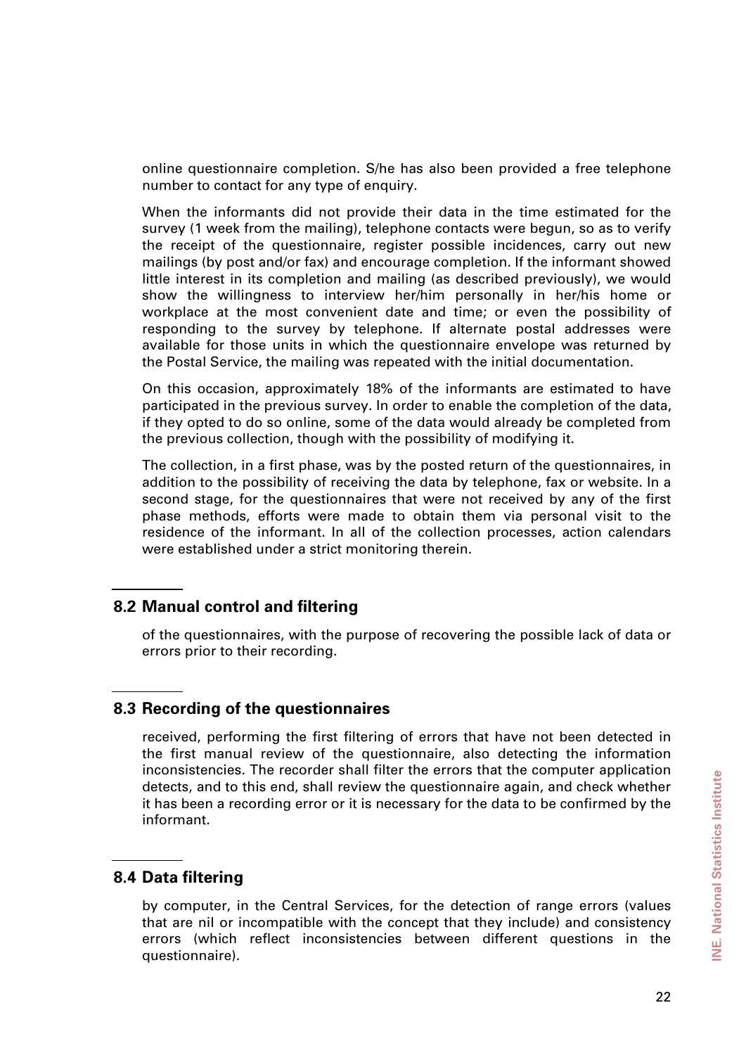online questionnaire completion. S/he has also been provided a free telephone number to contact for any type of enquiry.

When the informants did not provide their data in the time estimated for the survey (1 week from the mailing), telephone contacts were begun, so as to verify the receipt of the questionnaire, register possible incidences, carry out new mailings (by post and/or fax) and encourage completion. If the informant showed little interest in its completion and mailing (as described previously), we would show the willingness to interview her/him personally in her/his home or workplace at the most convenient date and time; or even the possibility of responding to the survey by telephone. If alternate postal addresses were available for those units in which the questionnaire envelope was returned by the Postal Service, the mailing was repeated with the initial documentation.

On this occasion, approximately 18% of the informants are estimated to have participated in the previous survey. In order to enable the completion of the data, if they opted to do so online, some of the data would already be completed from the previous collection, though with the possibility of modifying it.

The collection, in a first phase, was by the posted return of the questionnaires, in addition to the possibility of receiving the data by telephone, fax or website. In a second stage, for the questionnaires that were not received by any of the first phase methods, efforts were made to obtain them via personal visit to the residence of the informant. In all of the collection processes, action calendars were established under a strict monitoring therein.

## 8.2 Manual control and filtering

of the questionnaires, with the purpose of recovering the possible lack of data or errors prior to their recording.

## 8.3 Recording of the questionnaires

received, performing the first filtering of errors that have not been detected in the first manual review of the questionnaire, also detecting the information inconsistencies. The recorder shall filter the errors that the computer application detects, and to this end, shall review the questionnaire again, and check whether it has been a recording error or it is necessary for the data to be confirmed by the informant.

## 8.4 Data filtering

by computer, in the Central Services, for the detection of range errors (values that are nil or incompatible with the concept that they include) and consistency errors (which reflect inconsistencies between different questions in the questionnaire).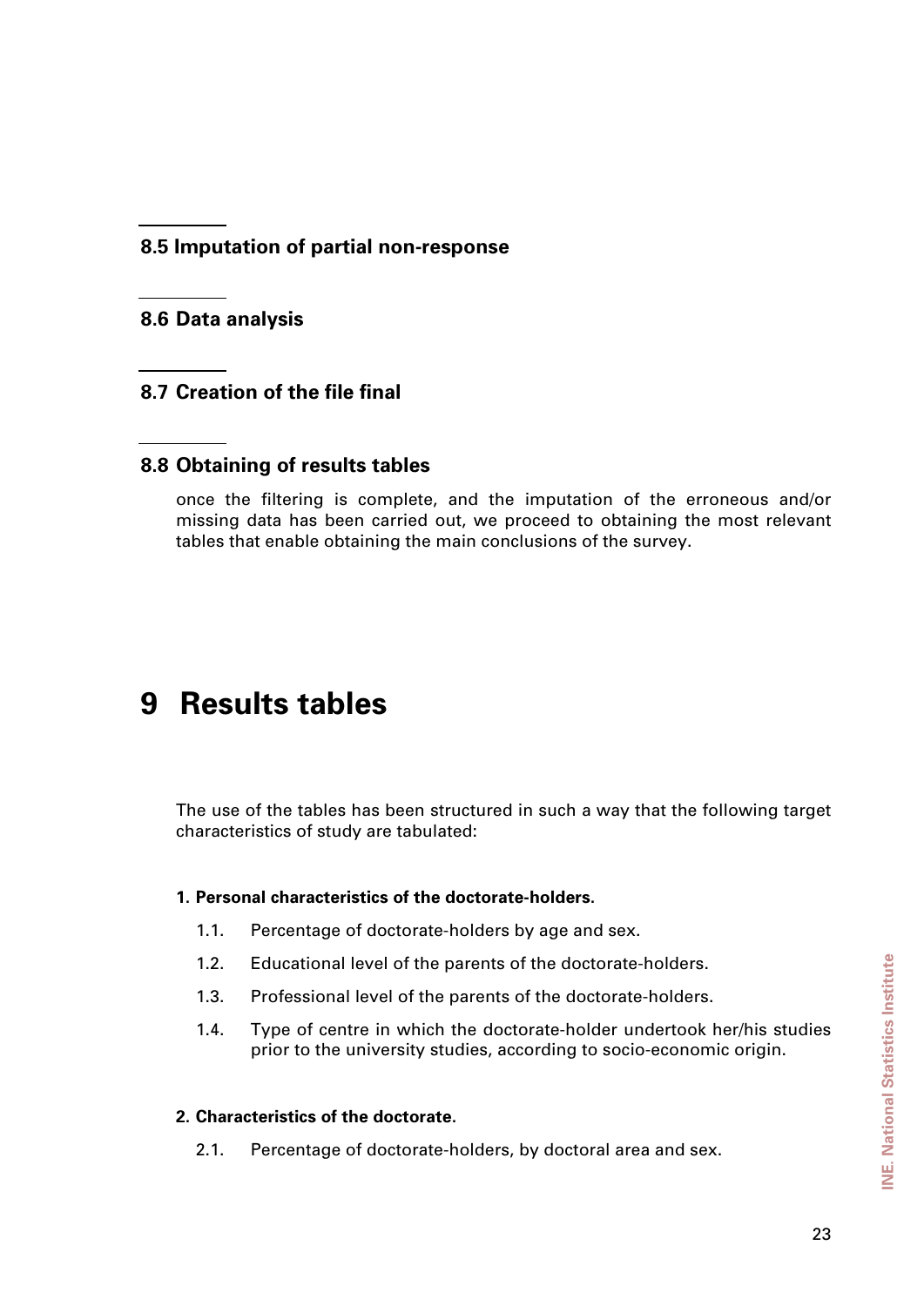### 8.5 Imputation of partial non-response

### 8.6 Data analysis

### 8.7 Creation of the file final

### 8.8 Obtaining of results tables

once the filtering is complete, and the imputation of the erroneous and/or missing data has been carried out, we proceed to obtaining the most relevant tables that enable obtaining the main conclusions of the survey.

# 9 Results tables

The use of the tables has been structured in such a way that the following target characteristics of study are tabulated:

**1. Personal characteristics of the doctorate-holders.**

1.1. Percentage of doctorate-holders by age and sex.

1.2. Educational level of the parents of the doctorate-holders.

1.3. Professional level of the parents of the doctorate-holders.

1.4. Type of centre in which the doctorate-holder undertook her/his studies prior to the university studies, according to socio-economic origin.

**2. Characteristics of the doctorate.**

2.1. Percentage of doctorate-holders, by doctoral area and sex.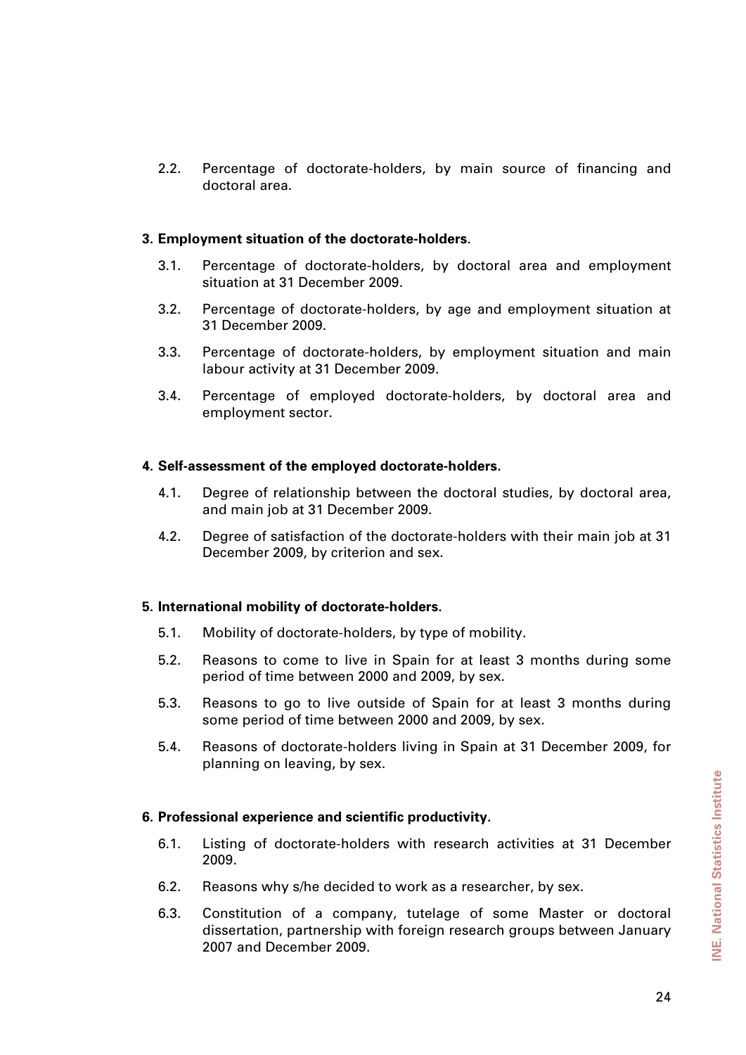2.2. Percentage of doctorate-holders, by main source of financing and doctoral area.

**3. Employment situation of the doctorate-holders**.

3.1. Percentage of doctorate-holders, by doctoral area and employment situation at 31 December 2009.

3.2. Percentage of doctorate-holders, by age and employment situation at 31 December 2009.

3.3. Percentage of doctorate-holders, by employment situation and main labour activity at 31 December 2009.

3.4. Percentage of employed doctorate-holders, by doctoral area and employment sector.

**4. Self-assessment of the employed doctorate-holders**.

4.1. Degree of relationship between the doctoral studies, by doctoral area, and main job at 31 December 2009.

4.2. Degree of satisfaction of the doctorate-holders with their main job at 31 December 2009, by criterion and sex.

**5. International mobility of doctorate-holders**.

5.1. Mobility of doctorate-holders, by type of mobility.

5.2. Reasons to come to live in Spain for at least 3 months during some period of time between 2000 and 2009, by sex.

5.3. Reasons to go to live outside of Spain for at least 3 months during some period of time between 2000 and 2009, by sex.

5.4. Reasons of doctorate-holders living in Spain at 31 December 2009, for planning on leaving, by sex.

**6. Professional experience and scientific productivity.**

6.1. Listing of doctorate-holders with research activities at 31 December 2009.

6.2. Reasons why s/he decided to work as a researcher, by sex.

6.3. Constitution of a company, tutelage of some Master or doctoral dissertation, partnership with foreign research groups between January 2007 and December 2009.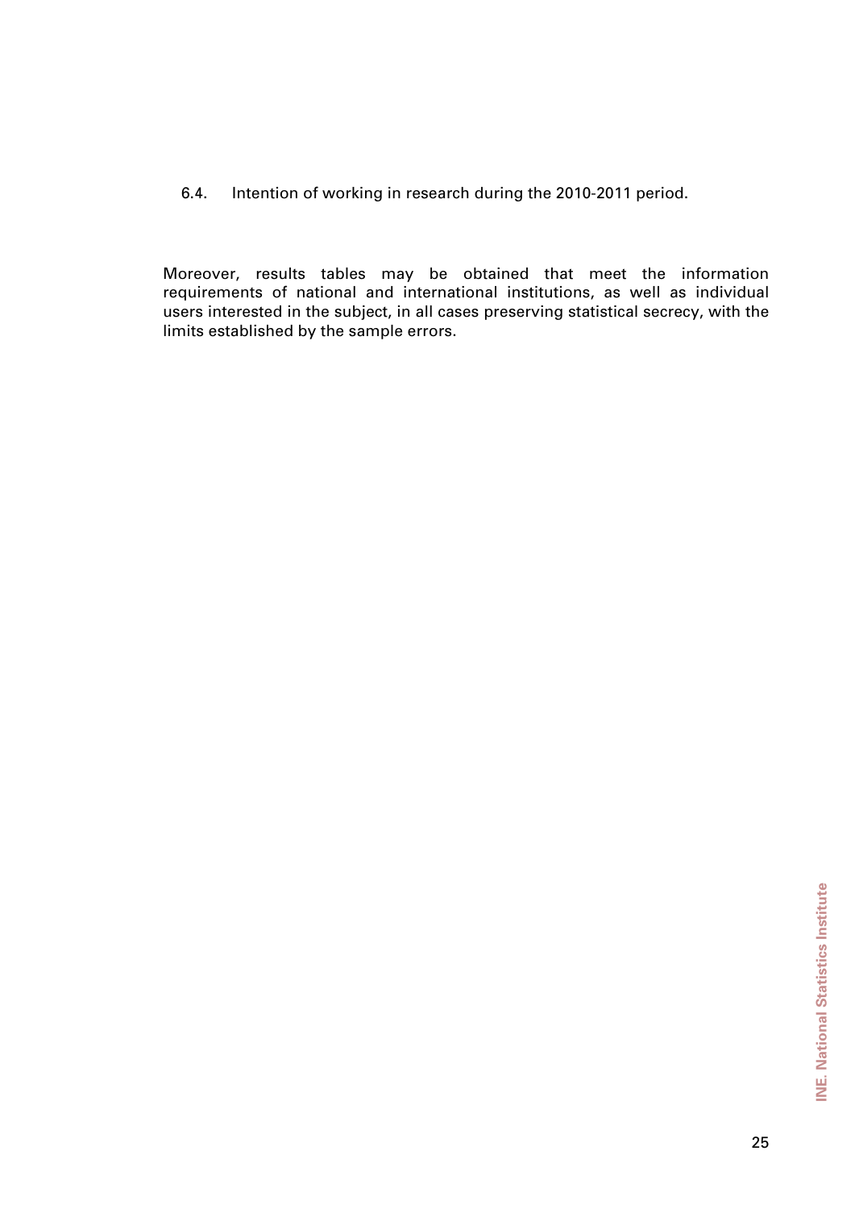6.4. Intention of working in research during the 2010-2011 period.

Moreover, results tables may be obtained that meet the information requirements of national and international institutions, as well as individual users interested in the subject, in all cases preserving statistical secrecy, with the limits established by the sample errors.